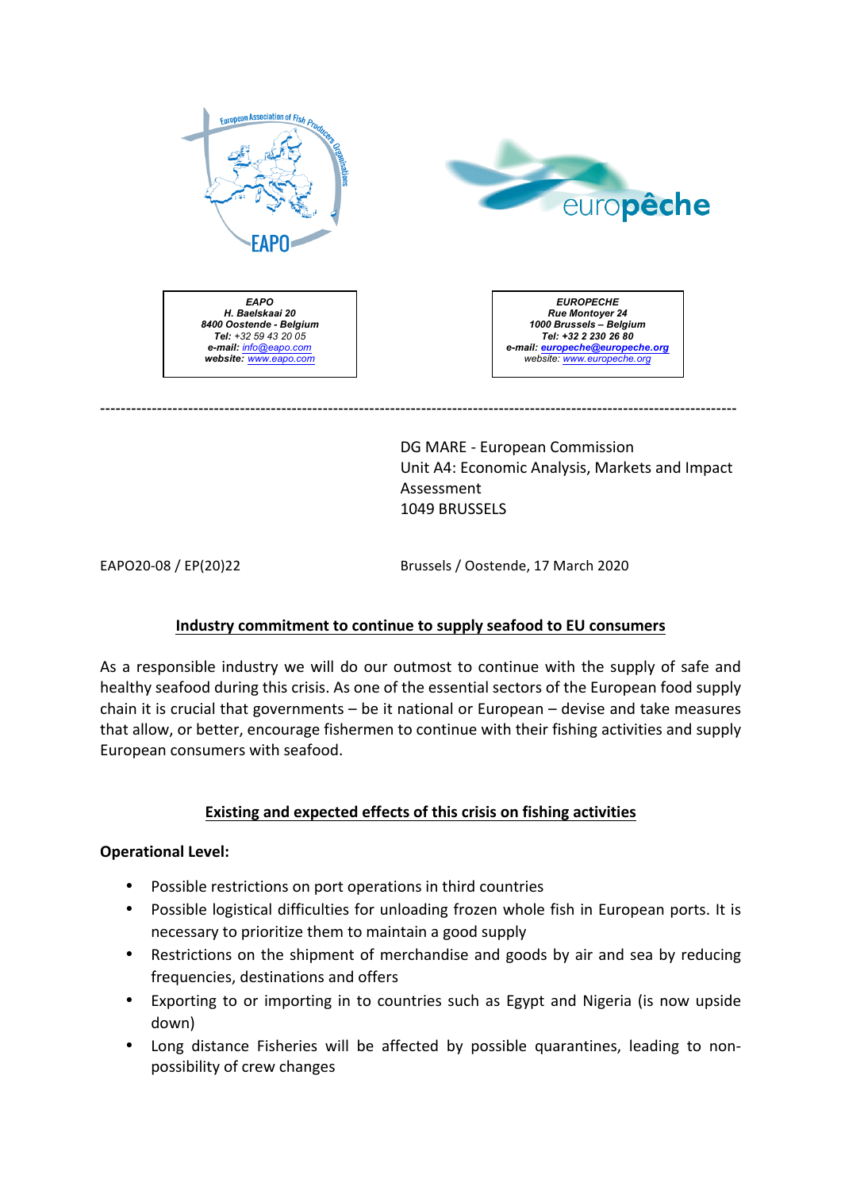EAPO
H. Baelskaai 20
8400 Oostende - Belgium
Tel: +32 59 43 20 05
e-mail: info@eapo.com
website: www.eapo.com

EUROPECHE
Rue Montoyer 24
1000 Brussels – Belgium
Tel: +32 2 230 26 80
e-mail: europeche@europeche.org
website: www.europeche.org

---

DG MARE - European Commission
Unit A4: Economic Analysis, Markets and Impact Assessment
1049 BRUSSELS

EAPO20-08 / EP(20)22

Brussels / Oostende, 17 March 2020

## Industry commitment to continue to supply seafood to EU consumers

As a responsible industry we will do our outmost to continue with the supply of safe and healthy seafood during this crisis. As one of the essential sectors of the European food supply chain it is crucial that governments – be it national or European – devise and take measures that allow, or better, encourage fishermen to continue with their fishing activities and supply European consumers with seafood.

## Existing and expected effects of this crisis on fishing activities

**Operational Level:**

- Possible restrictions on port operations in third countries
- Possible logistical difficulties for unloading frozen whole fish in European ports. It is necessary to prioritize them to maintain a good supply
- Restrictions on the shipment of merchandise and goods by air and sea by reducing frequencies, destinations and offers
- Exporting to or importing in to countries such as Egypt and Nigeria (is now upside down)
- Long distance Fisheries will be affected by possible quarantines, leading to non-possibility of crew changes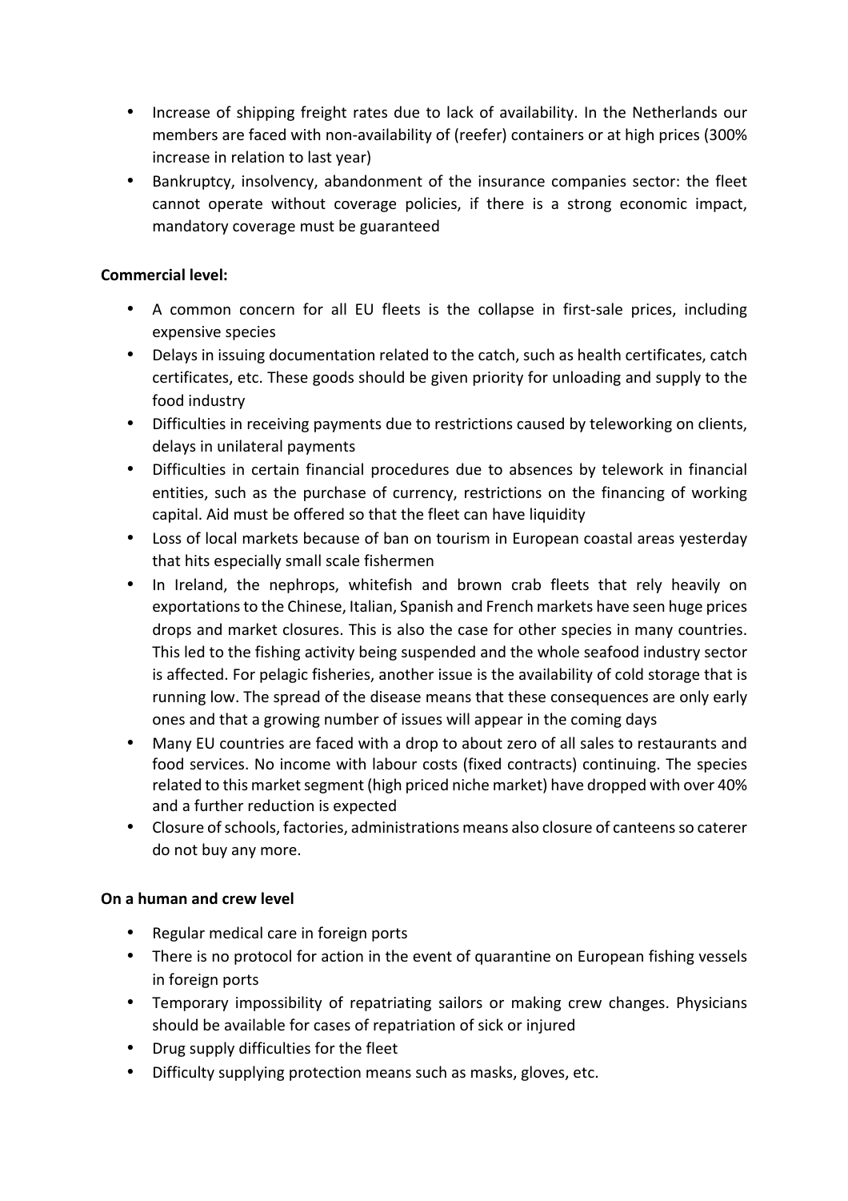- Increase of shipping freight rates due to lack of availability. In the Netherlands our members are faced with non-availability of (reefer) containers or at high prices (300% increase in relation to last year)
- Bankruptcy, insolvency, abandonment of the insurance companies sector: the fleet cannot operate without coverage policies, if there is a strong economic impact, mandatory coverage must be guaranteed

**Commercial level:**

- A common concern for all EU fleets is the collapse in first-sale prices, including expensive species
- Delays in issuing documentation related to the catch, such as health certificates, catch certificates, etc. These goods should be given priority for unloading and supply to the food industry
- Difficulties in receiving payments due to restrictions caused by teleworking on clients, delays in unilateral payments
- Difficulties in certain financial procedures due to absences by telework in financial entities, such as the purchase of currency, restrictions on the financing of working capital. Aid must be offered so that the fleet can have liquidity
- Loss of local markets because of ban on tourism in European coastal areas yesterday that hits especially small scale fishermen
- In Ireland, the nephrops, whitefish and brown crab fleets that rely heavily on exportations to the Chinese, Italian, Spanish and French markets have seen huge prices drops and market closures. This is also the case for other species in many countries. This led to the fishing activity being suspended and the whole seafood industry sector is affected. For pelagic fisheries, another issue is the availability of cold storage that is running low. The spread of the disease means that these consequences are only early ones and that a growing number of issues will appear in the coming days
- Many EU countries are faced with a drop to about zero of all sales to restaurants and food services. No income with labour costs (fixed contracts) continuing. The species related to this market segment (high priced niche market) have dropped with over 40% and a further reduction is expected
- Closure of schools, factories, administrations means also closure of canteens so caterer do not buy any more.

**On a human and crew level**

- Regular medical care in foreign ports
- There is no protocol for action in the event of quarantine on European fishing vessels in foreign ports
- Temporary impossibility of repatriating sailors or making crew changes. Physicians should be available for cases of repatriation of sick or injured
- Drug supply difficulties for the fleet
- Difficulty supplying protection means such as masks, gloves, etc.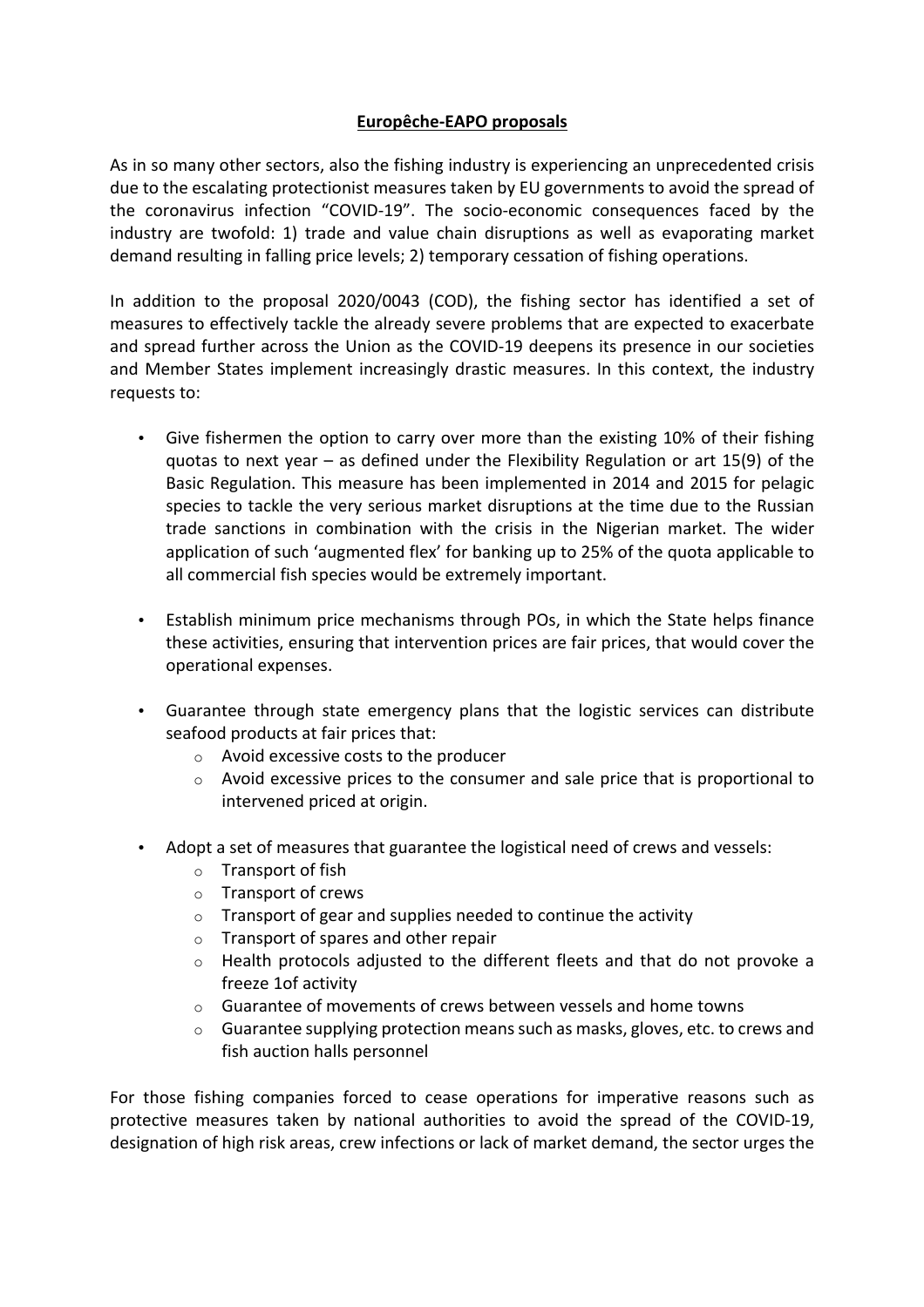**Europêche-EAPO proposals**

As in so many other sectors, also the fishing industry is experiencing an unprecedented crisis due to the escalating protectionist measures taken by EU governments to avoid the spread of the coronavirus infection "COVID-19". The socio-economic consequences faced by the industry are twofold: 1) trade and value chain disruptions as well as evaporating market demand resulting in falling price levels; 2) temporary cessation of fishing operations.

In addition to the proposal 2020/0043 (COD), the fishing sector has identified a set of measures to effectively tackle the already severe problems that are expected to exacerbate and spread further across the Union as the COVID-19 deepens its presence in our societies and Member States implement increasingly drastic measures. In this context, the industry requests to:

- Give fishermen the option to carry over more than the existing 10% of their fishing quotas to next year – as defined under the Flexibility Regulation or art 15(9) of the Basic Regulation. This measure has been implemented in 2014 and 2015 for pelagic species to tackle the very serious market disruptions at the time due to the Russian trade sanctions in combination with the crisis in the Nigerian market. The wider application of such 'augmented flex' for banking up to 25% of the quota applicable to all commercial fish species would be extremely important.

- Establish minimum price mechanisms through POs, in which the State helps finance these activities, ensuring that intervention prices are fair prices, that would cover the operational expenses.

- Guarantee through state emergency plans that the logistic services can distribute seafood products at fair prices that:
  - Avoid excessive costs to the producer
  - Avoid excessive prices to the consumer and sale price that is proportional to intervened priced at origin.

- Adopt a set of measures that guarantee the logistical need of crews and vessels:
  - Transport of fish
  - Transport of crews
  - Transport of gear and supplies needed to continue the activity
  - Transport of spares and other repair
  - Health protocols adjusted to the different fleets and that do not provoke a freeze 1of activity
  - Guarantee of movements of crews between vessels and home towns
  - Guarantee supplying protection means such as masks, gloves, etc. to crews and fish auction halls personnel

For those fishing companies forced to cease operations for imperative reasons such as protective measures taken by national authorities to avoid the spread of the COVID-19, designation of high risk areas, crew infections or lack of market demand, the sector urges the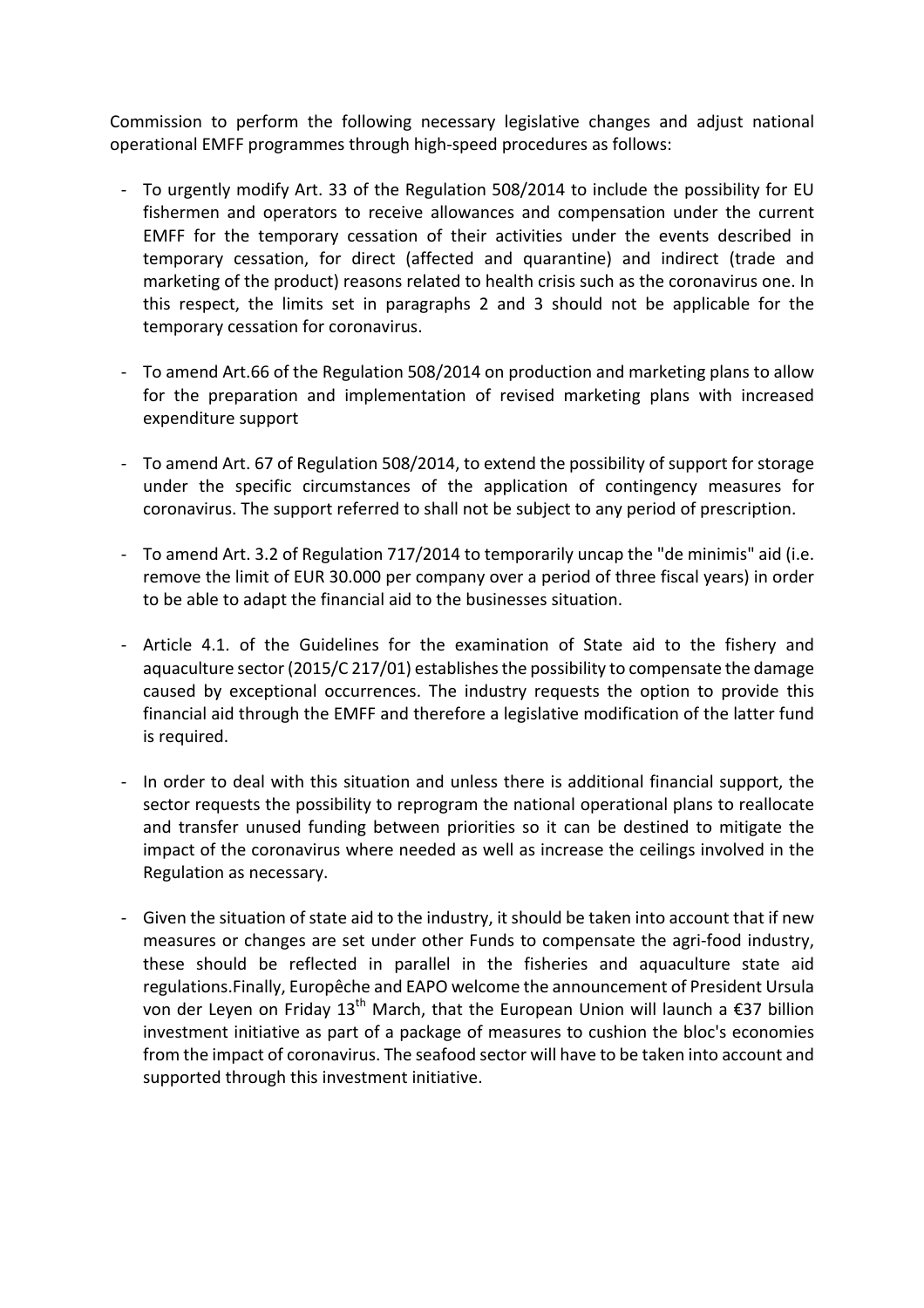Commission to perform the following necessary legislative changes and adjust national operational EMFF programmes through high-speed procedures as follows:

- To urgently modify Art. 33 of the Regulation 508/2014 to include the possibility for EU fishermen and operators to receive allowances and compensation under the current EMFF for the temporary cessation of their activities under the events described in temporary cessation, for direct (affected and quarantine) and indirect (trade and marketing of the product) reasons related to health crisis such as the coronavirus one. In this respect, the limits set in paragraphs 2 and 3 should not be applicable for the temporary cessation for coronavirus.

- To amend Art.66 of the Regulation 508/2014 on production and marketing plans to allow for the preparation and implementation of revised marketing plans with increased expenditure support

- To amend Art. 67 of Regulation 508/2014, to extend the possibility of support for storage under the specific circumstances of the application of contingency measures for coronavirus. The support referred to shall not be subject to any period of prescription.

- To amend Art. 3.2 of Regulation 717/2014 to temporarily uncap the "de minimis" aid (i.e. remove the limit of EUR 30.000 per company over a period of three fiscal years) in order to be able to adapt the financial aid to the businesses situation.

- Article 4.1. of the Guidelines for the examination of State aid to the fishery and aquaculture sector (2015/C 217/01) establishes the possibility to compensate the damage caused by exceptional occurrences. The industry requests the option to provide this financial aid through the EMFF and therefore a legislative modification of the latter fund is required.

- In order to deal with this situation and unless there is additional financial support, the sector requests the possibility to reprogram the national operational plans to reallocate and transfer unused funding between priorities so it can be destined to mitigate the impact of the coronavirus where needed as well as increase the ceilings involved in the Regulation as necessary.

- Given the situation of state aid to the industry, it should be taken into account that if new measures or changes are set under other Funds to compensate the agri-food industry, these should be reflected in parallel in the fisheries and aquaculture state aid regulations.Finally, Europêche and EAPO welcome the announcement of President Ursula von der Leyen on Friday 13th March, that the European Union will launch a €37 billion investment initiative as part of a package of measures to cushion the bloc's economies from the impact of coronavirus. The seafood sector will have to be taken into account and supported through this investment initiative.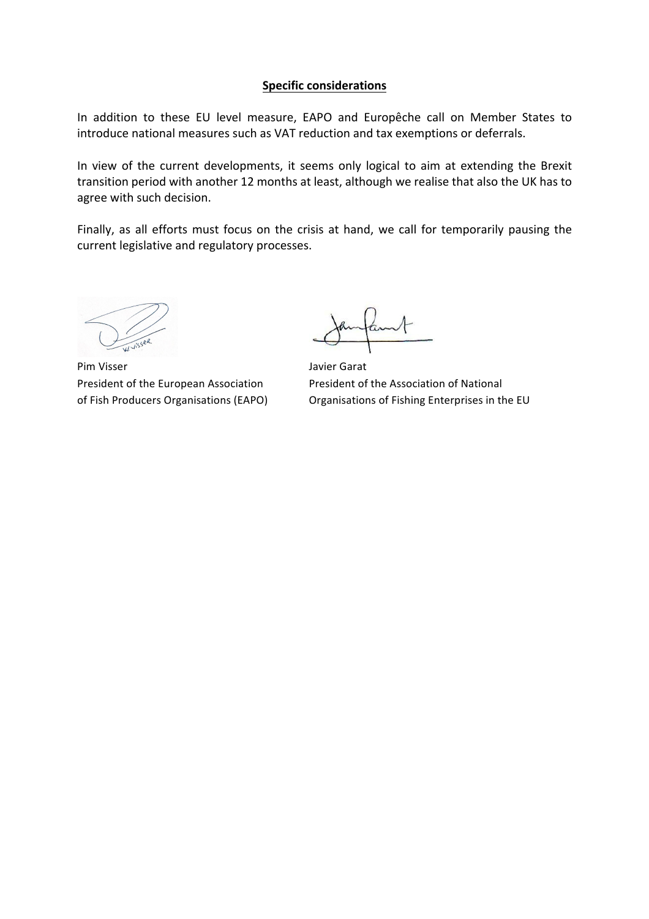## Specific considerations

In addition to these EU level measure, EAPO and Europêche call on Member States to introduce national measures such as VAT reduction and tax exemptions or deferrals.

In view of the current developments, it seems only logical to aim at extending the Brexit transition period with another 12 months at least, although we realise that also the UK has to agree with such decision.

Finally, as all efforts must focus on the crisis at hand, we call for temporarily pausing the current legislative and regulatory processes.

Pim Visser
President of the European Association of Fish Producers Organisations (EAPO)

Javier Garat
President of the Association of National Organisations of Fishing Enterprises in the EU